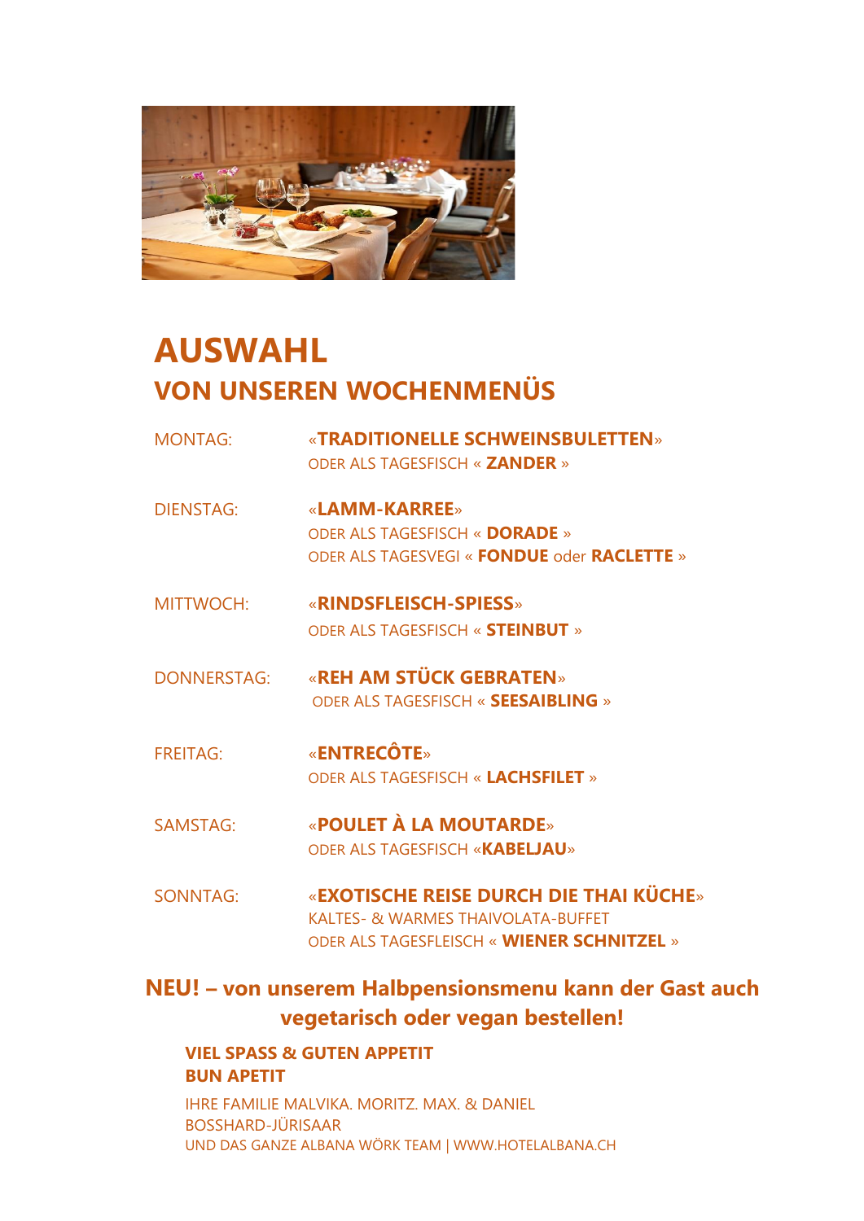# AUSWAHL

## VON UNSEREN WOCHENMENÜS

MONTAG: «**TRADITIONELLE SCHWEINSBULETTEN**»
ODER ALS TAGESFISCH « **ZANDER** »

DIENSTAG: «**LAMM-KARREE**»
ODER ALS TAGESFISCH « **DORADE** »
ODER ALS TAGESVEGI « **FONDUE** oder **RACLETTE** »

MITTWOCH: «**RINDSFLEISCH-SPIESS**»
ODER ALS TAGESFISCH « **STEINBUT** »

DONNERSTAG: «**REH AM STÜCK GEBRATEN**»
ODER ALS TAGESFISCH « **SEESAIBLING** »

FREITAG: «**ENTRECÔTE**»
ODER ALS TAGESFISCH « **LACHSFILET** »

SAMSTAG: «**POULET À LA MOUTARDE**»
ODER ALS TAGESFISCH «**KABELJAU**»

SONNTAG: «**EXOTISCHE REISE DURCH DIE THAI KÜCHE**»
KALTES- & WARMES THAIVOLATA-BUFFET
ODER ALS TAGESFLEISCH « **WIENER SCHNITZEL** »

**NEU! – von unserem Halbpensionsmenu kann der Gast auch vegetarisch oder vegan bestellen!**

**VIEL SPASS & GUTEN APPETIT**
**BUN APETIT**

IHRE FAMILIE MALVIKA. MORITZ. MAX. & DANIEL
BOSSHARD-JÜRISAAR
UND DAS GANZE ALBANA WÖRK TEAM | WWW.HOTELALBANA.CH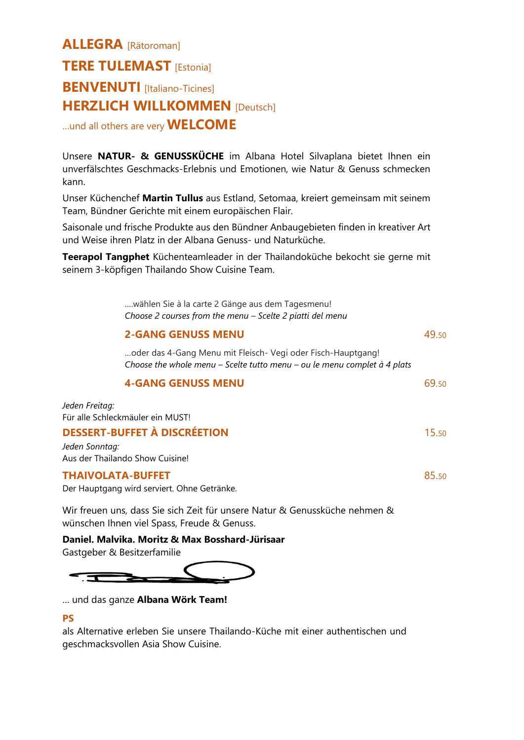**ALLEGRA** [Rätoroman]

**TERE TULEMAST** [Estonia]

**BENVENUTI** [Italiano-Ticines]

**HERZLICH WILLKOMMEN** [Deutsch]

...und all others are very **WELCOME**

Unsere **NATUR- & GENUSSKÜCHE** im Albana Hotel Silvaplana bietet Ihnen ein unverfälschtes Geschmacks-Erlebnis und Emotionen, wie Natur & Genuss schmecken kann.

Unser Küchenchef **Martin Tullus** aus Estland, Setomaa, kreiert gemeinsam mit seinem Team, Bündner Gerichte mit einem europäischen Flair.

Saisonale und frische Produkte aus den Bündner Anbaugebieten finden in kreativer Art und Weise ihren Platz in der Albana Genuss- und Naturküche.

**Teerapol Tangphet** Küchenteamleader in der Thailandoküche bekocht sie gerne mit seinem 3-köpfigen Thailando Show Cuisine Team.

....wählen Sie à la carte 2 Gänge aus dem Tagesmenu!
*Choose 2 courses from the menu – Scelte 2 piatti del menu*

**2-GANG GENUSS MENU** 49.50

...oder das 4-Gang Menu mit Fleisch- Vegi oder Fisch-Hauptgang!
*Choose the whole menu – Scelte tutto menu – ou le menu complet à 4 plats*

**4-GANG GENUSS MENU** 69.50

*Jeden Freitag:*
Für alle Schleckmäuler ein MUST!

**DESSERT-BUFFET À DISCRÉETION** 15.50

*Jeden Sonntag:*
Aus der Thailando Show Cuisine!

**THAIVOLATA-BUFFET** 85.50

Der Hauptgang wird serviert. Ohne Getränke.

Wir freuen uns, dass Sie sich Zeit für unsere Natur & Genussküche nehmen & wünschen Ihnen viel Spass, Freude & Genuss.

**Daniel. Malvika. Moritz & Max Bosshard-Jürisaar**
Gastgeber & Besitzerfamilie

... und das ganze **Albana Wörk Team!**

**PS**
als Alternative erleben Sie unsere Thailando-Küche mit einer authentischen und geschmacksvollen Asia Show Cuisine.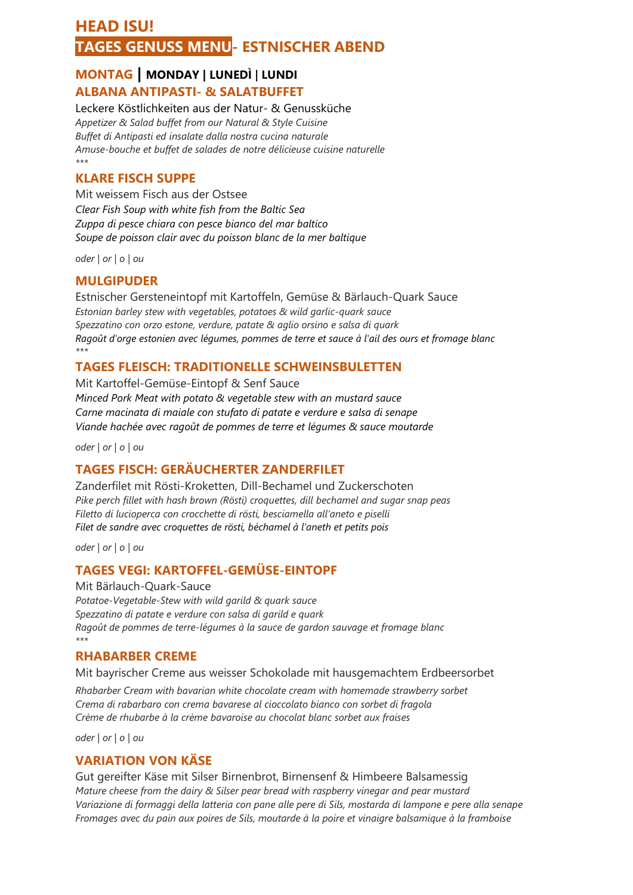# HEAD ISU!

# TAGES GENUSS MENU- ESTNISCHER ABEND

## MONTAG | MONDAY | LUNEDÌ | LUNDI

### ALBANA ANTIPASTI- & SALATBUFFET

Leckere Köstlichkeiten aus der Natur- & Genussküche
*Appetizer & Salad buffet from our Natural & Style Cuisine*
*Buffet di Antipasti ed insalate dalla nostra cucina naturale*
*Amuse-bouche et buffet de salades de notre délicieuse cuisine naturelle*
*\*\*\**

### KLARE FISCH SUPPE

Mit weissem Fisch aus der Ostsee
*Clear Fish Soup with white fish from the Baltic Sea*
*Zuppa di pesce chiara con pesce bianco del mar baltico*
*Soupe de poisson clair avec du poisson blanc de la mer baltique*

*oder | or | o | ou*

### MULGIPUDER

Estnischer Gersteneintopf mit Kartoffeln, Gemüse & Bärlauch-Quark Sauce
*Estonian barley stew with vegetables, potatoes & wild garlic-quark sauce*
*Spezzatino con orzo estone, verdure, patate & aglio orsino e salsa di quark*
*Ragoût d'orge estonien avec légumes, pommes de terre et sauce à l'ail des ours et fromage blanc*
*\*\*\**

### TAGES FLEISCH: TRADITIONELLE SCHWEINSBULETTEN

Mit Kartoffel-Gemüse-Eintopf & Senf Sauce
*Minced Pork Meat with potato & vegetable stew with an mustard sauce*
*Carne macinata di maiale con stufato di patate e verdure e salsa di senape*
*Viande hachée avec ragoût de pommes de terre et légumes & sauce moutarde*

*oder | or | o | ou*

### TAGES FISCH: GERÄUCHERTER ZANDERFILET

Zanderfilet mit Rösti-Kroketten, Dill-Bechamel und Zuckerschoten
*Pike perch fillet with hash brown (Rösti) croquettes, dill bechamel and sugar snap peas*
*Filetto di lucioperca con crocchette di rösti, besciamella all'aneto e piselli*
*Filet de sandre avec croquettes de rösti, béchamel à l'aneth et petits pois*

*oder | or | o | ou*

### TAGES VEGI: KARTOFFEL-GEMÜSE-EINTOPF

Mit Bärlauch-Quark-Sauce
*Potatoe-Vegetable-Stew with wild garild & quark sauce*
*Spezzatino di patate e verdure con salsa di garild e quark*
*Ragoût de pommes de terre-légumes à la sauce de gardon sauvage et fromage blanc*
*\*\*\**

### RHABARBER CREME

Mit bayrischer Creme aus weisser Schokolade mit hausgemachtem Erdbeersorbet

*Rhabarber Cream with bavarian white chocolate cream with homemade strawberry sorbet*
*Crema di rabarbaro con crema bavarese al cioccolato bianco con sorbet di fragola*
*Crème de rhubarbe à la crème bavaroise au chocolat blanc sorbet aux fraises*

*oder | or | o | ou*

### VARIATION VON KÄSE

Gut gereifter Käse mit Silser Birnenbrot, Birnensenf & Himbeere Balsamessig
*Mature cheese from the dairy & Silser pear bread with raspberry vinegar and pear mustard*
*Variazione di formaggi della latteria con pane alle pere di Sils, mostarda di lampone e pere alla senape*
*Fromages avec du pain aux poires de Sils, moutarde à la poire et vinaigre balsamique à la framboise*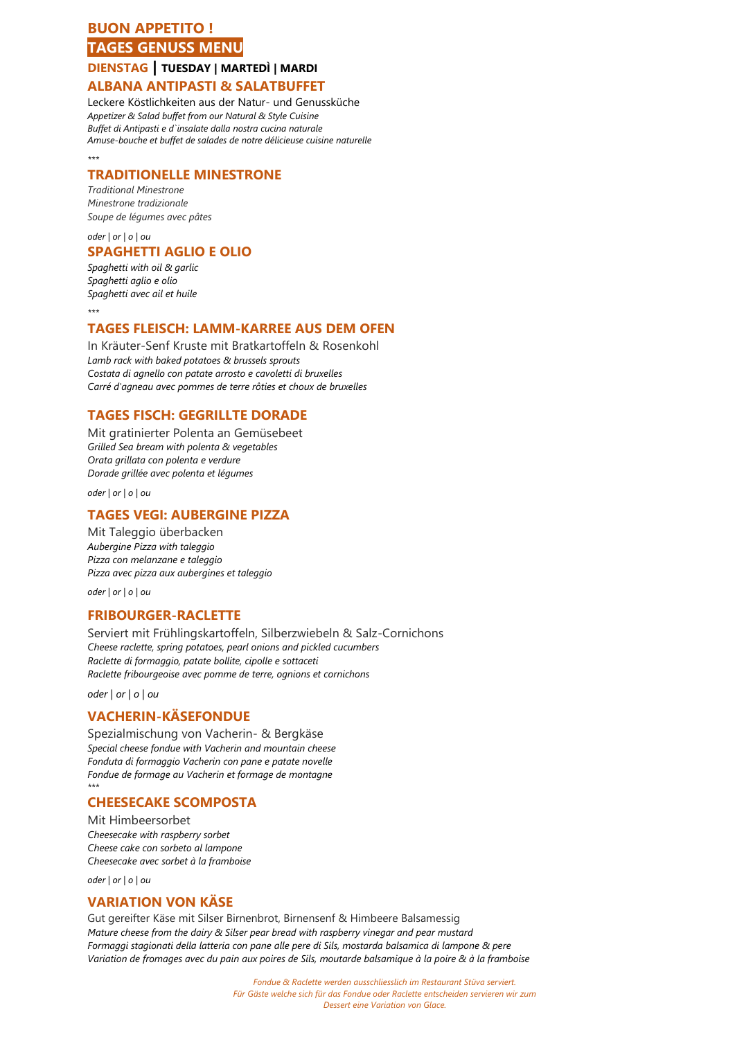## BUON APPETITO !

## TAGES GENUSS MENU

**DIENSTAG | TUESDAY | MARTEDÌ | MARDI**

### ALBANA ANTIPASTI & SALATBUFFET

Leckere Köstlichkeiten aus der Natur- und Genussküche
*Appetizer & Salad buffet from our Natural & Style Cuisine*
*Buffet di Antipasti e d`insalate dalla nostra cucina naturale*
*Amuse-bouche et buffet de salades de notre délicieuse cuisine naturelle*

\*\*\*

### TRADITIONELLE MINESTRONE

*Traditional Minestrone*
*Minestrone tradizionale*
*Soupe de légumes avec pâtes*

*oder | or | o | ou*

### SPAGHETTI AGLIO E OLIO

*Spaghetti with oil & garlic*
*Spaghetti aglio e olio*
*Spaghetti avec ail et huile*

\*\*\*

### TAGES FLEISCH: LAMM-KARREE AUS DEM OFEN

In Kräuter-Senf Kruste mit Bratkartoffeln & Rosenkohl
*Lamb rack with baked potatoes & brussels sprouts*
*Costata di agnello con patate arrosto e cavoletti di bruxelles*
*Carré d'agneau avec pommes de terre rôties et choux de bruxelles*

### TAGES FISCH: GEGRILLTE DORADE

Mit gratinierter Polenta an Gemüsebeet
*Grilled Sea bream with polenta & vegetables*
*Orata grillata con polenta e verdure*
*Dorade grillée avec polenta et légumes*

*oder | or | o | ou*

### TAGES VEGI: AUBERGINE PIZZA

Mit Taleggio überbacken
*Aubergine Pizza with taleggio*
*Pizza con melanzane e taleggio*
*Pizza avec pizza aux aubergines et taleggio*

*oder | or | o | ou*

### FRIBOURGER-RACLETTE

Serviert mit Frühlingskartoffeln, Silberzwiebeln & Salz-Cornichons
*Cheese raclette, spring potatoes, pearl onions and pickled cucumbers*
*Raclette di formaggio, patate bollite, cipolle e sottaceti*
*Raclette fribourgeoise avec pomme de terre, ognions et cornichons*

*oder | or | o | ou*

### VACHERIN-KÄSEFONDUE

Spezialmischung von Vacherin- & Bergkäse
*Special cheese fondue with Vacherin and mountain cheese*
*Fonduta di formaggio Vacherin con pane e patate novelle*
*Fondue de formage au Vacherin et formage de montagne*

\*\*\*

### CHEESECAKE SCOMPOSTA

Mit Himbeersorbet
*Cheesecake with raspberry sorbet*
*Cheese cake con sorbeto al lampone*
*Cheesecake avec sorbet à la framboise*

*oder | or | o | ou*

### VARIATION VON KÄSE

Gut gereifter Käse mit Silser Birnenbrot, Birnensenf & Himbeere Balsamessig
*Mature cheese from the dairy & Silser pear bread with raspberry vinegar and pear mustard*
*Formaggi stagionati della latteria con pane alle pere di Sils, mostarda balsamica di lampone & pere*
*Variation de fromages avec du pain aux poires de Sils, moutarde balsamique à la poire & à la framboise*

*Fondue & Raclette werden ausschliesslich im Restaurant Stüva serviert.*
*Für Gäste welche sich für das Fondue oder Raclette entscheiden servieren wir zum Dessert eine Variation von Glace.*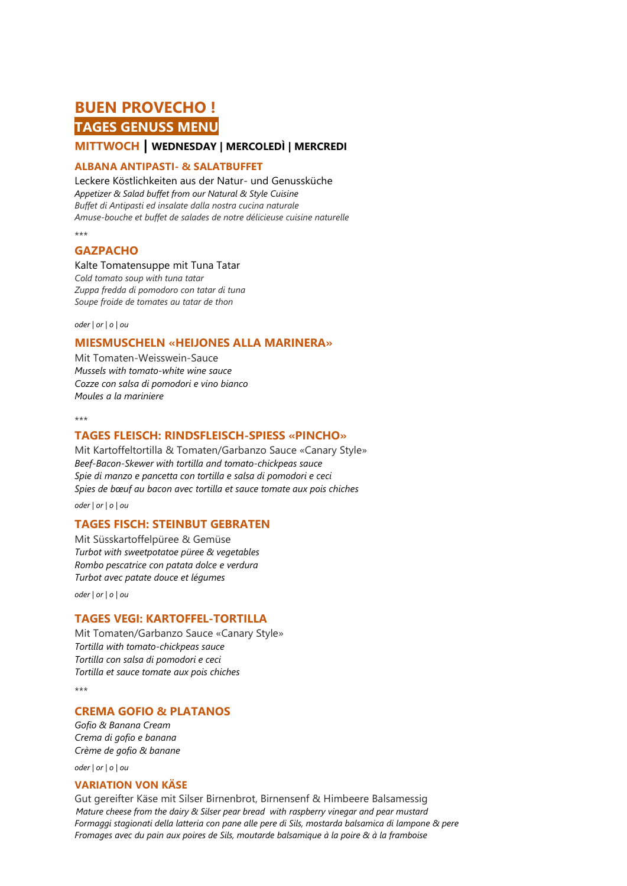# BUEN PROVECHO !

## TAGES GENUSS MENU

### MITTWOCH | WEDNESDAY | MERCOLEDÌ | MERCREDI

#### ALBANA ANTIPASTI- & SALATBUFFET

Leckere Köstlichkeiten aus der Natur- und Genussküche
*Appetizer & Salad buffet from our Natural & Style Cuisine*
*Buffet di Antipasti ed insalate dalla nostra cucina naturale*
*Amuse-bouche et buffet de salades de notre délicieuse cuisine naturelle*

\*\*\*

#### GAZPACHO

Kalte Tomatensuppe mit Tuna Tatar
*Cold tomato soup with tuna tatar*
*Zuppa fredda di pomodoro con tatar di tuna*
*Soupe froide de tomates au tatar de thon*

*oder | or | o | ou*

#### MIESMUSCHELN «HEIJONES ALLA MARINERA»

Mit Tomaten-Weisswein-Sauce
*Mussels with tomato-white wine sauce*
*Cozze con salsa di pomodori e vino bianco*
*Moules a la mariniere*

\*\*\*

#### TAGES FLEISCH: RINDSFLEISCH-SPIESS «PINCHO»

Mit Kartoffeltortilla & Tomaten/Garbanzo Sauce «Canary Style»
*Beef-Bacon-Skewer with tortilla and tomato-chickpeas sauce*
*Spie di manzo e pancetta con tortilla e salsa di pomodori e ceci*
*Spies de bœuf au bacon avec tortilla et sauce tomate aux pois chiches*

*oder | or | o | ou*

#### TAGES FISCH: STEINBUT GEBRATEN

Mit Süsskartoffelpüree & Gemüse
*Turbot with sweetpotatoe püree & vegetables*
*Rombo pescatrice con patata dolce e verdura*
*Turbot avec patate douce et légumes*

*oder | or | o | ou*

#### TAGES VEGI: KARTOFFEL-TORTILLA

Mit Tomaten/Garbanzo Sauce «Canary Style»
*Tortilla with tomato-chickpeas sauce*
*Tortilla con salsa di pomodori e ceci*
*Tortilla et sauce tomate aux pois chiches*

\*\*\*

#### CREMA GOFIO & PLATANOS

*Gofio & Banana Cream*
*Crema di gofio e banana*
*Crème de gofio & banane*

*oder | or | o | ou*

#### VARIATION VON KÄSE

Gut gereifter Käse mit Silser Birnenbrot, Birnensenf & Himbeere Balsamessig
*Mature cheese from the dairy & Silser pear bread with raspberry vinegar and pear mustard*
*Formaggi stagionati della latteria con pane alle pere di Sils, mostarda balsamica di lampone & pere*
*Fromages avec du pain aux poires de Sils, moutarde balsamique à la poire & à la framboise*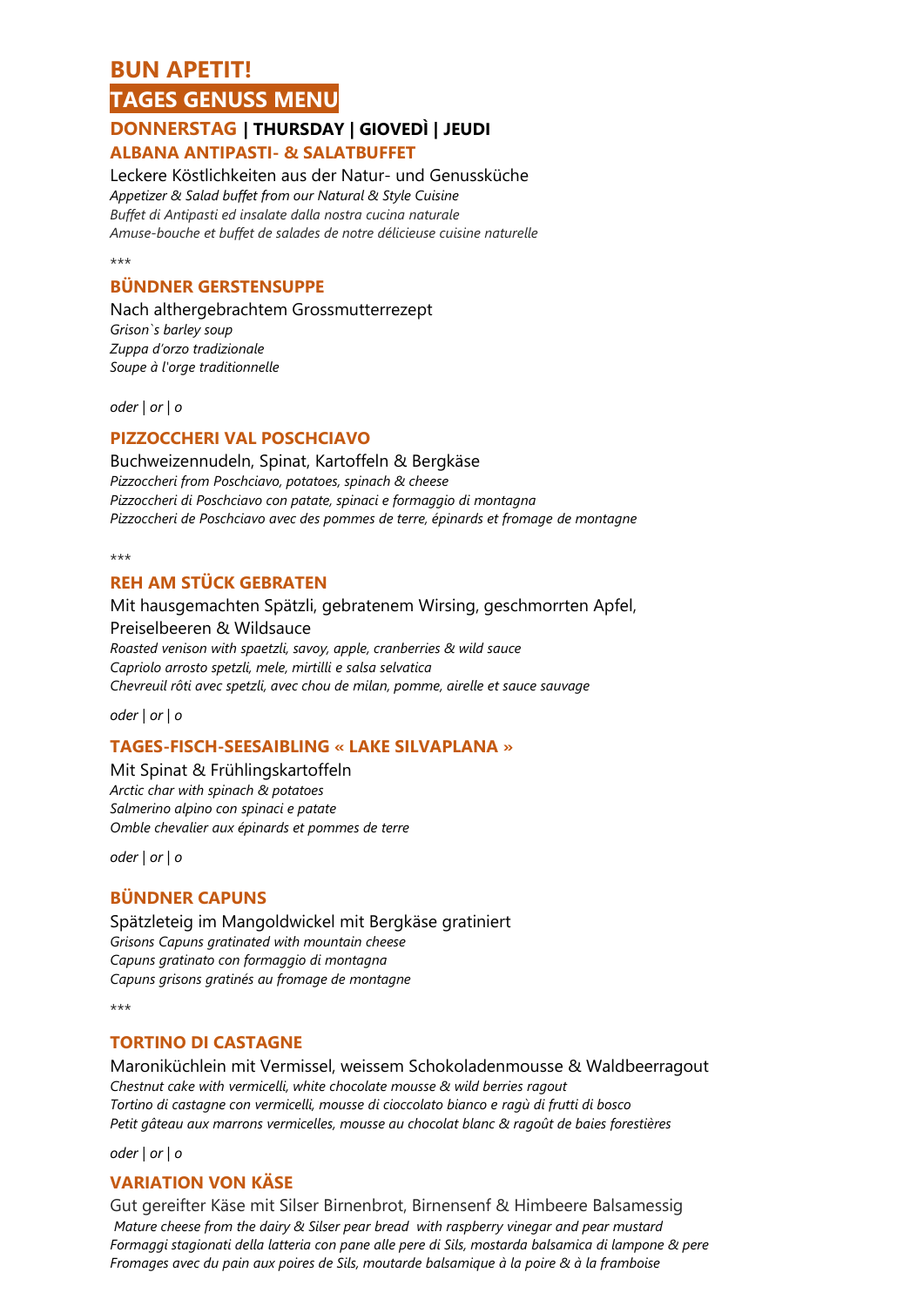# BUN APETIT!

# TAGES GENUSS MENU

## DONNERSTAG | THURSDAY | GIOVEDÌ | JEUDI

### ALBANA ANTIPASTI- & SALATBUFFET

Leckere Köstlichkeiten aus der Natur- und Genussküche

*Appetizer & Salad buffet from our Natural & Style Cuisine*

*Buffet di Antipasti ed insalate dalla nostra cucina naturale*

*Amuse-bouche et buffet de salades de notre délicieuse cuisine naturelle*

\*\*\*

### BÜNDNER GERSTENSUPPE

Nach althergebrachtem Grossmutterrezept

*Grison`s barley soup*

*Zuppa d'orzo tradizionale*

*Soupe à l'orge traditionnelle*

*oder | or | o*

### PIZZOCCHERI VAL POSCHIAVO

Buchweizennudeln, Spinat, Kartoffeln & Bergkäse

*Pizzoccheri from Poschciavo, potatoes, spinach & cheese*

*Pizzoccheri di Poschciavo con patate, spinaci e formaggio di montagna*

*Pizzoccheri de Poschciavo avec des pommes de terre, épinards et fromage de montagne*

\*\*\*

### REH AM STÜCK GEBRATEN

Mit hausgemachten Spätzli, gebratenem Wirsing, geschmorrten Apfel, Preiselbeeren & Wildsauce

*Roasted venison with spaetzli, savoy, apple, cranberries & wild sauce*

*Capriolo arrosto spetzli, mele, mirtilli e salsa selvatica*

*Chevreuil rôti avec spetzli, avec chou de milan, pomme, airelle et sauce sauvage*

*oder | or | o*

### TAGES-FISCH-SEESAIBLING « LAKE SILVAPLANA »

Mit Spinat & Frühlingskartoffeln

*Arctic char with spinach & potatoes*

*Salmerino alpino con spinaci e patate*

*Omble chevalier aux épinards et pommes de terre*

*oder | or | o*

### BÜNDNER CAPUNS

Spätzleteig im Mangoldwickel mit Bergkäse gratiniert

*Grisons Capuns gratinated with mountain cheese*

*Capuns gratinato con formaggio di montagna*

*Capuns grisons gratinés au fromage de montagne*

\*\*\*

### TORTINO DI CASTAGNE

Maroniküchlein mit Vermissel, weissem Schokoladenmousse & Waldbeerragout

*Chestnut cake with vermicelli, white chocolate mousse & wild berries ragout*

*Tortino di castagne con vermicelli, mousse di cioccolato bianco e ragù di frutti di bosco*

*Petit gâteau aux marrons vermicelles, mousse au chocolat blanc & ragoût de baies forestières*

*oder | or | o*

### VARIATION VON KÄSE

Gut gereifter Käse mit Silser Birnenbrot, Birnensenf & Himbeere Balsamessig

*Mature cheese from the dairy & Silser pear bread with raspberry vinegar and pear mustard*

*Formaggi stagionati della latteria con pane alle pere di Sils, mostarda balsamica di lampone & pere*

*Fromages avec du pain aux poires de Sils, moutarde balsamique à la poire & à la framboise*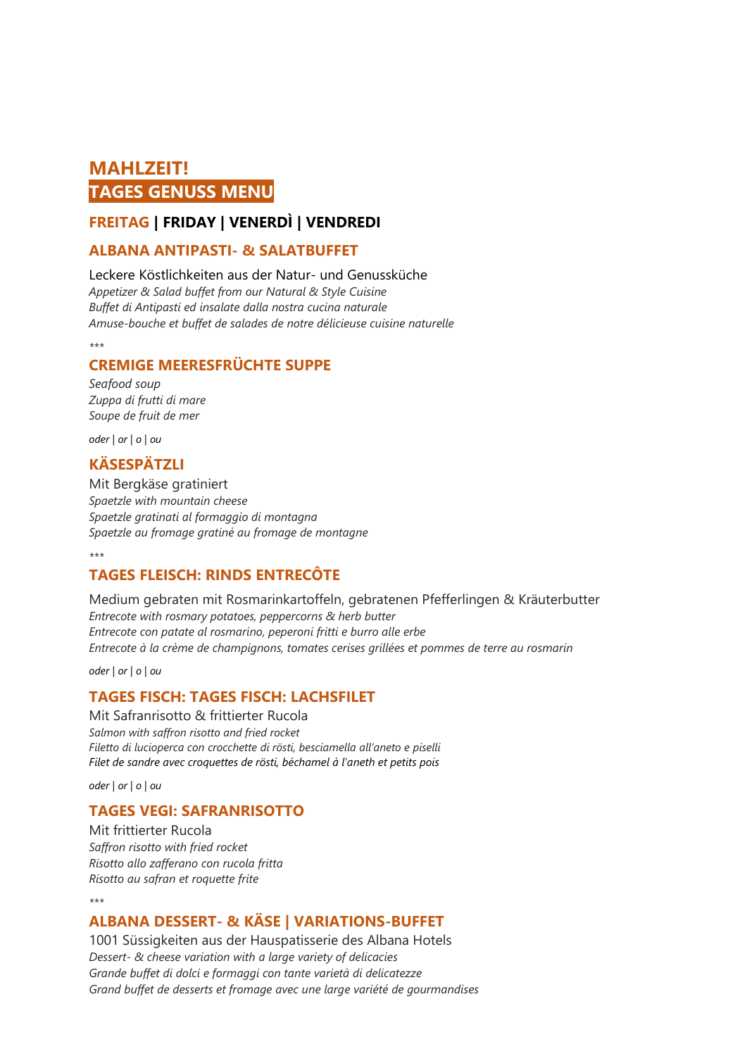# MAHLZEIT!
# TAGES GENUSS MENU

## FREITAG | FRIDAY | VENERDÌ | VENDREDI

### ALBANA ANTIPASTI- & SALATBUFFET

Leckere Köstlichkeiten aus der Natur- und Genussküche
*Appetizer & Salad buffet from our Natural & Style Cuisine*
*Buffet di Antipasti ed insalate dalla nostra cucina naturale*
*Amuse-bouche et buffet de salades de notre délicieuse cuisine naturelle*

\*\*\*

### CREMIGE MEERESFRÜCHTE SUPPE

*Seafood soup*
*Zuppa di frutti di mare*
*Soupe de fruit de mer*

*oder | or | o | ou*

### KÄSESPÄTZLI

Mit Bergkäse gratiniert
*Spaetzle with mountain cheese*
*Spaetzle gratinati al formaggio di montagna*
*Spaetzle au fromage gratiné au fromage de montagne*

\*\*\*

### TAGES FLEISCH: RINDS ENTRECÔTE

Medium gebraten mit Rosmarinkartoffeln, gebratenen Pfefferlingen & Kräuterbutter
*Entrecote with rosmary potatoes, peppercorns & herb butter*
*Entrecote con patate al rosmarino, peperoni fritti e burro alle erbe*
*Entrecote à la crème de champignons, tomates cerises grillées et pommes de terre au rosmarin*

*oder | or | o | ou*

### TAGES FISCH: TAGES FISCH: LACHSFILET

Mit Safranrisotto & frittierter Rucola
*Salmon with saffron risotto and fried rocket*
*Filetto di lucioperca con crocchette di rösti, besciamella all'aneto e piselli*
*Filet de sandre avec croquettes de rösti, béchamel à l'aneth et petits pois*

*oder | or | o | ou*

### TAGES VEGI: SAFRANRISOTTO

Mit frittierter Rucola
*Saffron risotto with fried rocket*
*Risotto allo zafferano con rucola fritta*
*Risotto au safran et roquette frite*

\*\*\*

### ALBANA DESSERT- & KÄSE | VARIATIONS-BUFFET

1001 Süssigkeiten aus der Hauspatisserie des Albana Hotels
*Dessert- & cheese variation with a large variety of delicacies*
*Grande buffet di dolci e formaggi con tante varietà di delicatezze*
*Grand buffet de desserts et fromage avec une large variété de gourmandises*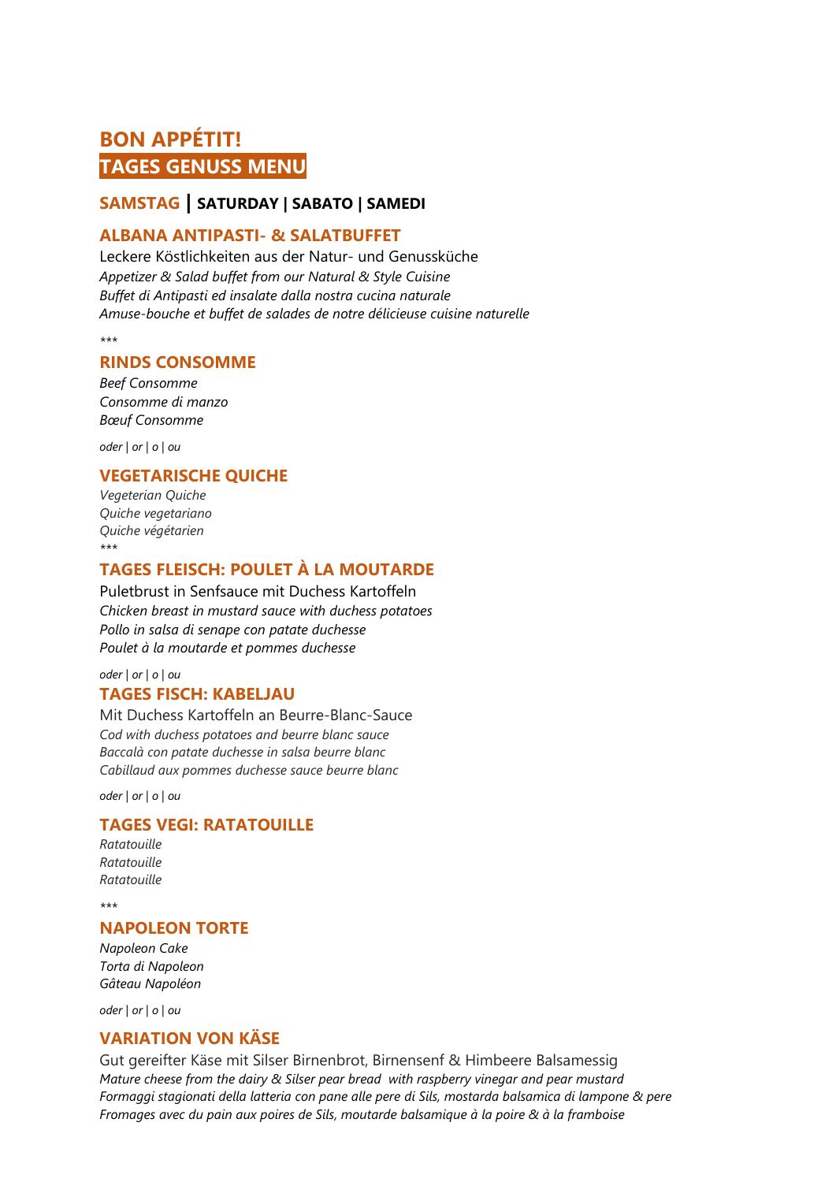# BON APPÉTIT!
# TAGES GENUSS MENU

## SAMSTAG | SATURDAY | SABATO | SAMEDI

### ALBANA ANTIPASTI- & SALATBUFFET

Leckere Köstlichkeiten aus der Natur- und Genussküche
*Appetizer & Salad buffet from our Natural & Style Cuisine*
*Buffet di Antipasti ed insalate dalla nostra cucina naturale*
*Amuse-bouche et buffet de salades de notre délicieuse cuisine naturelle*

*\*\*\**

### RINDS CONSOMME

*Beef Consomme*
*Consomme di manzo*
*Bœuf Consomme*

*oder | or | o | ou*

### VEGETARISCHE QUICHE

*Vegeterian Quiche*
*Quiche vegetariano*
*Quiche végétarien*

*\*\*\**

### TAGES FLEISCH: POULET À LA MOUTARDE

Puletbrust in Senfsauce mit Duchess Kartoffeln
*Chicken breast in mustard sauce with duchess potatoes*
*Pollo in salsa di senape con patate duchesse*
*Poulet à la moutarde et pommes duchesse*

*oder | or | o | ou*

### TAGES FISCH: KABELJAU

Mit Duchess Kartoffeln an Beurre-Blanc-Sauce
*Cod with duchess potatoes and beurre blanc sauce*
*Baccalà con patate duchesse in salsa beurre blanc*
*Cabillaud aux pommes duchesse sauce beurre blanc*

*oder | or | o | ou*

### TAGES VEGI: RATATOUILLE

*Ratatouille*
*Ratatouille*
*Ratatouille*

*\*\*\**

### NAPOLEON TORTE

*Napoleon Cake*
*Torta di Napoleon*
*Gâteau Napoléon*

*oder | or | o | ou*

### VARIATION VON KÄSE

Gut gereifter Käse mit Silser Birnenbrot, Birnensenf & Himbeere Balsamessig
*Mature cheese from the dairy & Silser pear bread with raspberry vinegar and pear mustard*
*Formaggi stagionati della latteria con pane alle pere di Sils, mostarda balsamica di lampone & pere*
*Fromages avec du pain aux poires de Sils, moutarde balsamique à la poire & à la framboise*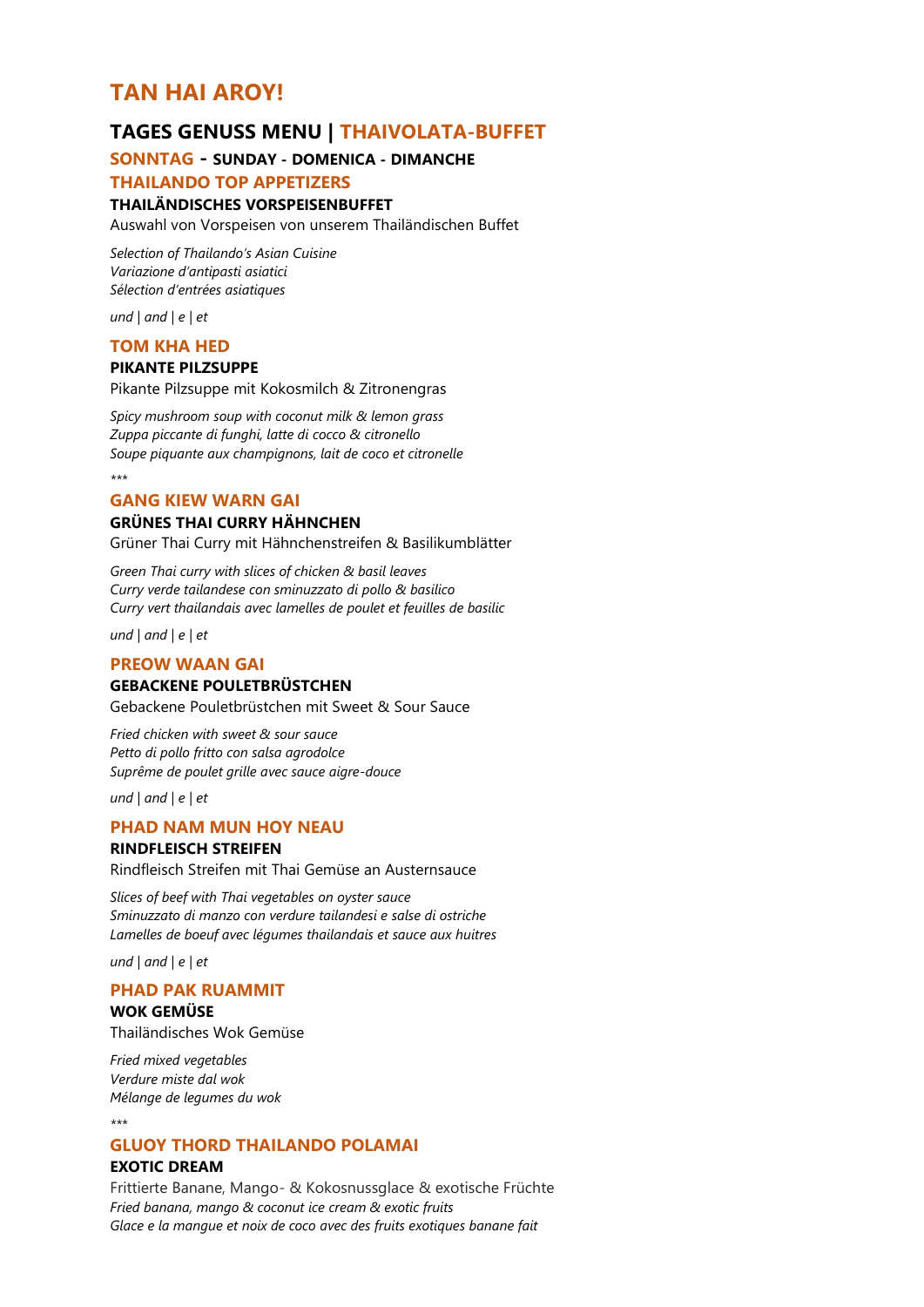# TAN HAI AROY!

## TAGES GENUSS MENU | THAIVOLATA-BUFFET

### SONNTAG - SUNDAY - DOMENICA - DIMANCHE

### THAILANDO TOP APPETIZERS

**THAILÄNDISCHES VORSPEISENBUFFET**

Auswahl von Vorspeisen von unserem Thailändischen Buffet

*Selection of Thailando's Asian Cuisine*
*Variazione d'antipasti asiatici*
*Sélection d'entrées asiatiques*

*und | and | e | et*

### TOM KHA HED

**PIKANTE PILZSUPPE**

Pikante Pilzsuppe mit Kokosmilch & Zitronengras

*Spicy mushroom soup with coconut milk & lemon grass*
*Zuppa piccante di funghi, latte di cocco & citronello*
*Soupe piquante aux champignons, lait de coco et citronelle*

\*\*\*

### GANG KIEW WARN GAI

**GRÜNES THAI CURRY HÄHNCHEN**

Grüner Thai Curry mit Hähnchenstreifen & Basilikumblätter

*Green Thai curry with slices of chicken & basil leaves*
*Curry verde tailandese con sminuzzato di pollo & basilico*
*Curry vert thailandais avec lamelles de poulet et feuilles de basilic*

*und | and | e | et*

### PREOW WAAN GAI

**GEBACKENE POULETBRÜSTCHEN**

Gebackene Pouletbrüstchen mit Sweet & Sour Sauce

*Fried chicken with sweet & sour sauce*
*Petto di pollo fritto con salsa agrodolce*
*Suprême de poulet grille avec sauce aigre-douce*

*und | and | e | et*

### PHAD NAM MUN HOY NEAU

**RINDFLEISCH STREIFEN**

Rindfleisch Streifen mit Thai Gemüse an Austernsauce

*Slices of beef with Thai vegetables on oyster sauce*
*Sminuzzato di manzo con verdure tailandesi e salse di ostriche*
*Lamelles de boeuf avec légumes thailandais et sauce aux huitres*

*und | and | e | et*

### PHAD PAK RUAMMIT

**WOK GEMÜSE**

Thailändisches Wok Gemüse

*Fried mixed vegetables*
*Verdure miste dal wok*
*Mélange de legumes du wok*

\*\*\*

### GLUOY THORD THAILANDO POLAMAI

**EXOTIC DREAM**

Frittierte Banane, Mango- & Kokosnussglace & exotische Früchte
*Fried banana, mango & coconut ice cream & exotic fruits*
*Glace e la mangue et noix de coco avec des fruits exotiques banane fait*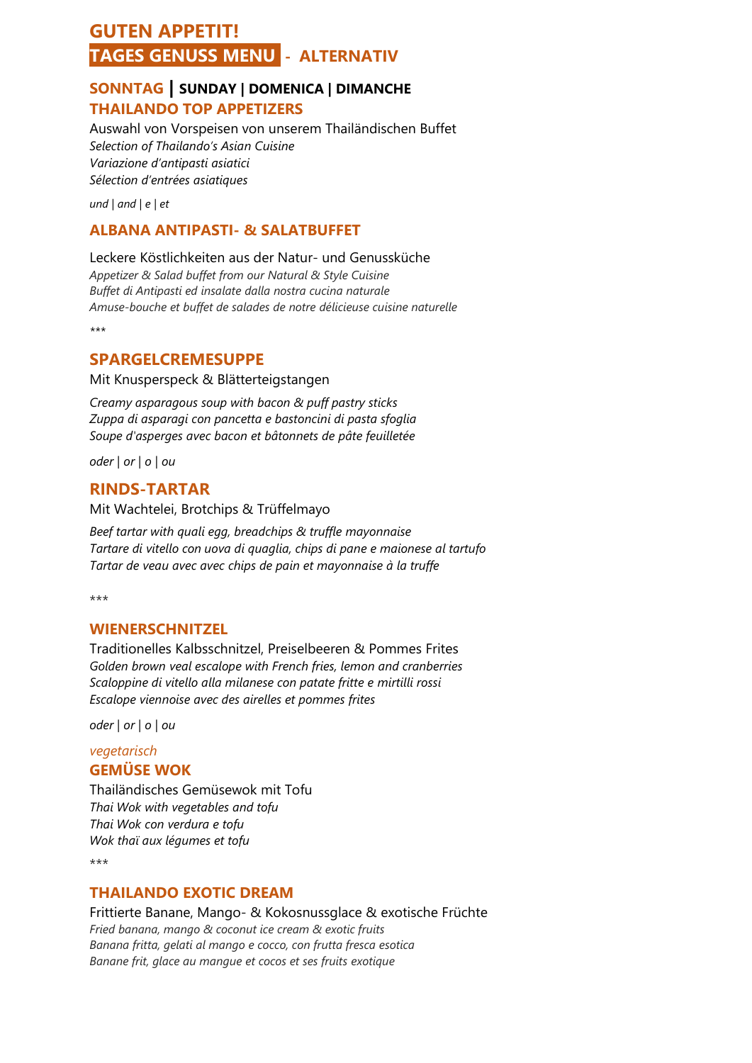# GUTEN APPETIT!

## TAGES GENUSS MENU - ALTERNATIV

### SONNTAG | SUNDAY | DOMENICA | DIMANCHE

### THAILANDO TOP APPETIZERS

Auswahl von Vorspeisen von unserem Thailändischen Buffet
*Selection of Thailando's Asian Cuisine*
*Variazione d'antipasti asiatici*
*Sélection d'entrées asiatiques*

*und | and | e | et*

### ALBANA ANTIPASTI- & SALATBUFFET

Leckere Köstlichkeiten aus der Natur- und Genussküche
*Appetizer & Salad buffet from our Natural & Style Cuisine*
*Buffet di Antipasti ed insalate dalla nostra cucina naturale*
*Amuse-bouche et buffet de salades de notre délicieuse cuisine naturelle*

\*\*\*

### SPARGELCREMESUPPE

Mit Knusperspeck & Blätterteigstangen

*Creamy asparagous soup with bacon & puff pastry sticks*
*Zuppa di asparagi con pancetta e bastoncini di pasta sfoglia*
*Soupe d'asperges avec bacon et bâtonnets de pâte feuilletée*

*oder | or | o | ou*

### RINDS-TARTAR

Mit Wachtelei, Brotchips & Trüffelmayo

*Beef tartar with quali egg, breadchips & truffle mayonnaise*
*Tartare di vitello con uova di quaglia, chips di pane e maionese al tartufo*
*Tartar de veau avec avec chips de pain et mayonnaise à la truffe*

\*\*\*

### WIENERSCHNITZEL

Traditionelles Kalbsschnitzel, Preiselbeeren & Pommes Frites
*Golden brown veal escalope with French fries, lemon and cranberries*
*Scaloppine di vitello alla milanese con patate fritte e mirtilli rossi*
*Escalope viennoise avec des airelles et pommes frites*

*oder | or | o | ou*

*vegetarisch*

### GEMÜSE WOK

Thailändisches Gemüsewok mit Tofu
*Thai Wok with vegetables and tofu*
*Thai Wok con verdura e tofu*
*Wok thaï aux légumes et tofu*

\*\*\*

### THAILANDO EXOTIC DREAM

Frittierte Banane, Mango- & Kokosnussglace & exotische Früchte
*Fried banana, mango & coconut ice cream & exotic fruits*
*Banana fritta, gelati al mango e cocco, con frutta fresca esotica*
*Banane frit, glace au mangue et cocos et ses fruits exotique*